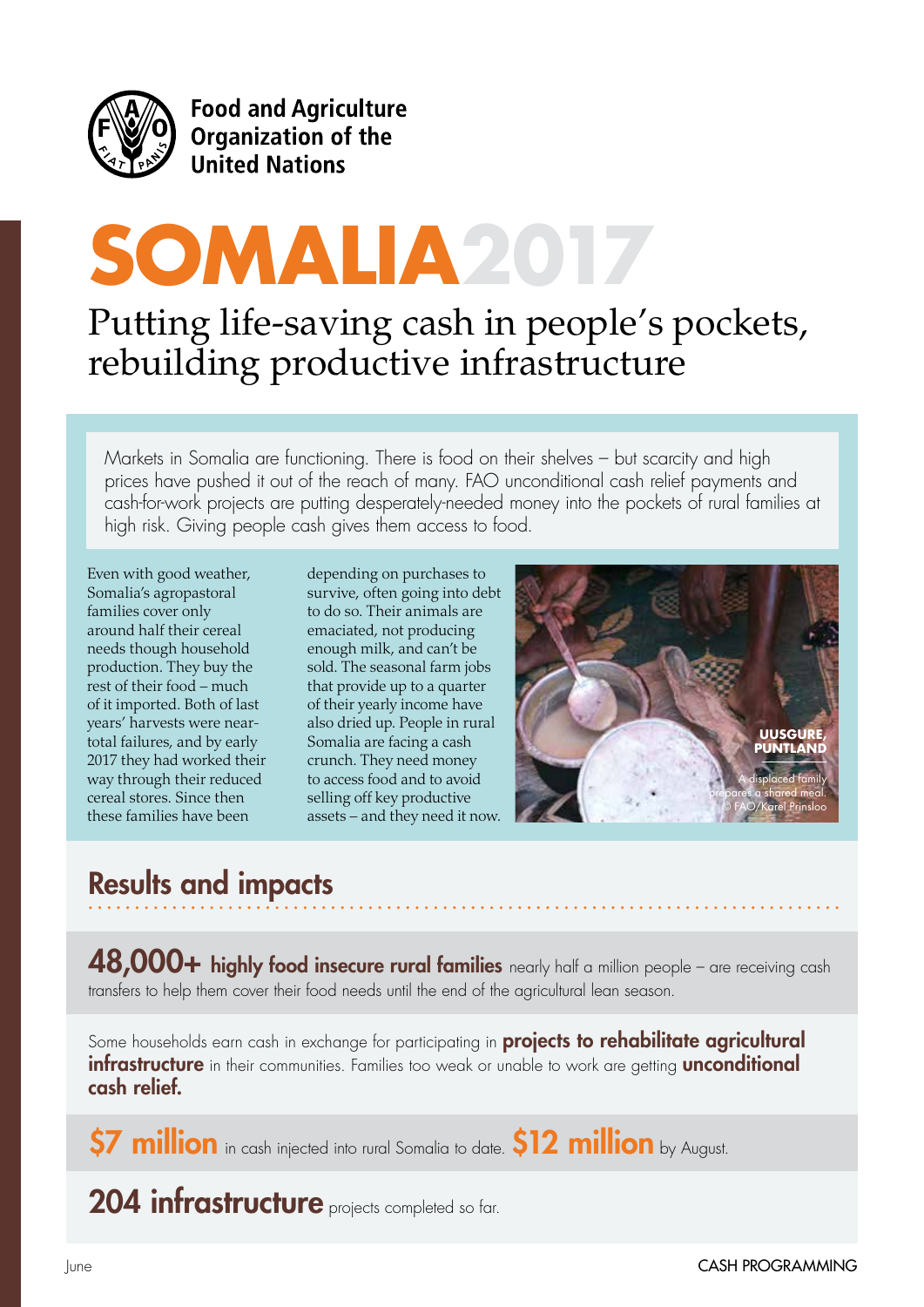Food and Agriculture Organization of the United Nations

# SOMALIA 2017

## Putting life-saving cash in people's pockets, rebuilding productive infrastructure

Markets in Somalia are functioning. There is food on their shelves – but scarcity and high prices have pushed it out of the reach of many. FAO unconditional cash relief payments and cash-for-work projects are putting desperately-needed money into the pockets of rural families at high risk. Giving people cash gives them access to food.

Even with good weather, Somalia's agropastoral families cover only around half their cereal needs though household production. They buy the rest of their food – much of it imported. Both of last years' harvests were near-total failures, and by early 2017 they had worked their way through their reduced cereal stores. Since then these families have been depending on purchases to survive, often going into debt to do so. Their animals are emaciated, not producing enough milk, and can't be sold. The seasonal farm jobs that provide up to a quarter of their yearly income have also dried up. People in rural Somalia are facing a cash crunch. They need money to access food and to avoid selling off key productive assets – and they need it now.

**UUSGURE, PUNTLAND**

A displaced family prepares a shared meal. © FAO/Karel Prinsloo

## Results and impacts

**48,000+ highly food insecure rural families** nearly half a million people – are receiving cash transfers to help them cover their food needs until the end of the agricultural lean season.

Some households earn cash in exchange for participating in **projects to rehabilitate agricultural infrastructure** in their communities. Families too weak or unable to work are getting **unconditional cash relief.**

**$7 million** in cash injected into rural Somalia to date. **$12 million** by August.

**204 infrastructure** projects completed so far.

June

CASH PROGRAMMING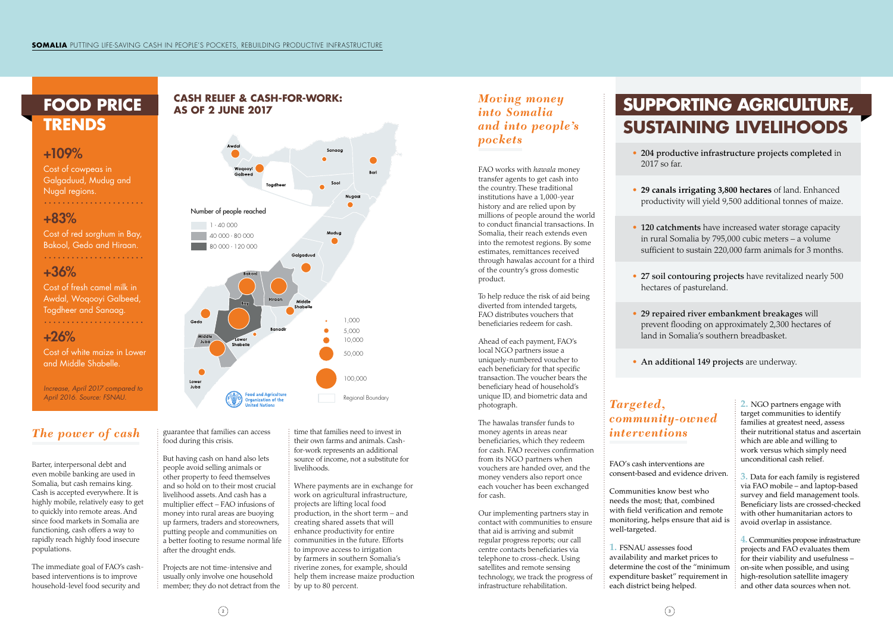# FOOD PRICE TRENDS

**+109%**

Cost of cowpeas in Galgaduud, Mudug and Nugal regions.

**+83%**

Cost of red sorghum in Bay, Bakool, Gedo and Hiraan.

**+36%**

Cost of fresh camel milk in Awdal, Woqooyi Galbeed, Togdheer and Sanaag.

**+26%**

Cost of white maize in Lower and Middle Shabelle.

*Increase, April 2017 compared to April 2016. Source: FSNAU.*

## CASH RELIEF & CASH-FOR-WORK: AS OF 2 JUNE 2017

Number of people reached

- 1 - 40 000
- 40 000 - 80 000
- 80 000 - 120 000

1,000 · 5,000 · 10,000 · 50,000 · 100,000

Regional Boundary

Awdal · Woqooyi Galbeed · Togdheer · Sanaag · Bari · Sool · Nugaal · Mudug · Galgaduud · Bakool · Hiraan · Bay · Middle Shabelle · Gedo · Banadir · Middle Juba · Lower Shabelle · Lower Juba

Food and Agriculture Organization of the United Nations

## *The power of cash*

Barter, interpersonal debt and even mobile banking are used in Somalia, but cash remains king. Cash is accepted everywhere. It is highly mobile, relatively easy to get to quickly into remote areas. And since food markets in Somalia are functioning, cash offers a way to rapidly reach highly food insecure populations.

The immediate goal of FAO's cash-based interventions is to improve household-level food security and guarantee that families can access food during this crisis.

But having cash on hand also lets people avoid selling animals or other property to feed themselves and so hold on to their most crucial livelihood assets. And cash has a multiplier effect – FAO infusions of money into rural areas are buoying up farmers, traders and storeowners, putting people and communities on a better footing to resume normal life after the drought ends.

Projects are not time-intensive and usually only involve one household member; they do not detract from the time that families need to invest in their own farms and animals. Cash-for-work represents an additional source of income, not a substitute for livelihoods.

Where payments are in exchange for work on agricultural infrastructure, projects are lifting local food production, in the short term – and creating shared assets that will enhance productivity for entire communities in the future. Efforts to improve access to irrigation by farmers in southern Somalia's riverine zones, for example, should help them increase maize production by up to 80 percent.

## *Moving money into Somalia and into people's pockets*

FAO works with *hawala* money transfer agents to get cash into the country. These traditional institutions have a 1,000-year history and are relied upon by millions of people around the world to conduct financial transactions. In Somalia, their reach extends even into the remotest regions. By some estimates, remittances received through hawalas account for a third of the country's gross domestic product.

To help reduce the risk of aid being diverted from intended targets, FAO distributes vouchers that beneficiaries redeem for cash.

Ahead of each payment, FAO's local NGO partners issue a uniquely-numbered voucher to each beneficiary for that specific transaction. The voucher bears the beneficiary head of household's unique ID, and biometric data and photograph.

The hawalas transfer funds to money agents in areas near beneficiaries, which they redeem for cash. FAO receives confirmation from its NGO partners when vouchers are handed over, and the money venders also report once each voucher has been exchanged for cash.

Our implementing partners stay in contact with communities to ensure that aid is arriving and submit regular progress reports; our call centre contacts beneficiaries via telephone to cross-check. Using satellites and remote sensing technology, we track the progress of infrastructure rehabilitation.

# SUPPORTING AGRICULTURE, SUSTAINING LIVELIHOODS

- **204 productive infrastructure projects completed** in 2017 so far.
- **29 canals irrigating 3,800 hectares** of land. Enhanced productivity will yield 9,500 additional tonnes of maize.
- **120 catchments** have increased water storage capacity in rural Somalia by 795,000 cubic meters – a volume sufficient to sustain 220,000 farm animals for 3 months.
- **27 soil contouring projects** have revitalized nearly 500 hectares of pastureland.
- **29 repaired river embankment breakages** will prevent flooding on approximately 2,300 hectares of land in Somalia's southern breadbasket.
- **An additional 149 projects** are underway.

## *Targeted, community-owned interventions*

FAO's cash interventions are consent-based and evidence driven.

Communities know best who needs the most; that, combined with field verification and remote monitoring, helps ensure that aid is well-targeted.

1. FSNAU assesses food availability and market prices to determine the cost of the "minimum expenditure basket" requirement in each district being helped.
2. NGO partners engage with target communities to identify families at greatest need, assess their nutritional status and ascertain which are able and willing to work versus which simply need unconditional cash relief.
3. Data for each family is registered via FAO mobile – and laptop-based survey and field management tools. Beneficiary lists are crossed-checked with other humanitarian actors to avoid overlap in assistance.
4. Communities propose infrastructure projects and FAO evaluates them for their viability and usefulness – on-site when possible, and using high-resolution satellite imagery and other data sources when not.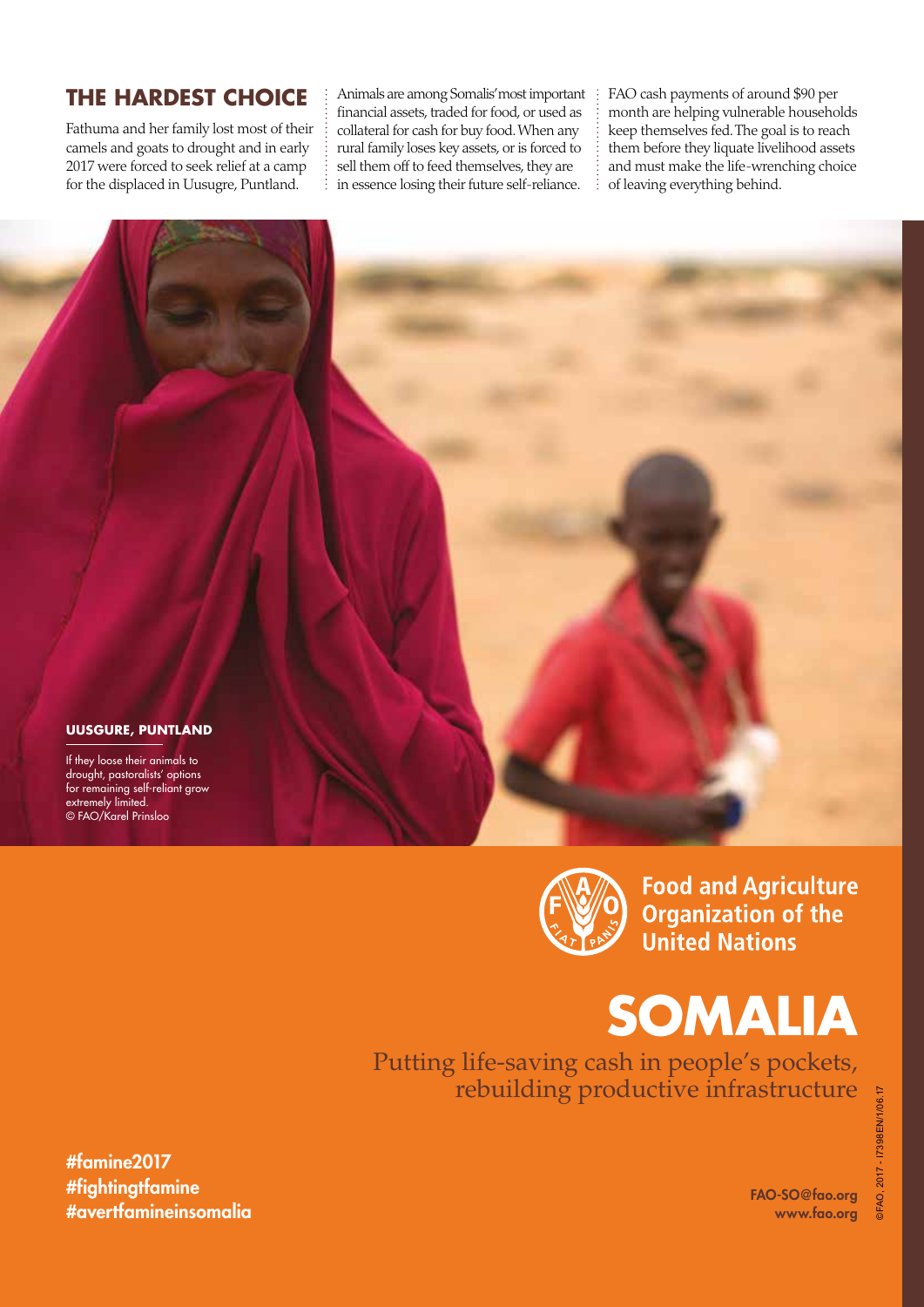## THE HARDEST CHOICE

Fathuma and her family lost most of their camels and goats to drought and in early 2017 were forced to seek relief at a camp for the displaced in Uusugre, Puntland.

Animals are among Somalis' most important financial assets, traded for food, or used as collateral for cash for buy food. When any rural family loses key assets, or is forced to sell them off to feed themselves, they are in essence losing their future self-reliance.

FAO cash payments of around $90 per month are helping vulnerable households keep themselves fed. The goal is to reach them before they liquate livelihood assets and must make the life-wrenching choice of leaving everything behind.

**UUSGURE, PUNTLAND**

If they loose their animals to drought, pastoralists' options for remaining self-reliant grow extremely limited.
© FAO/Karel Prinsloo

Food and Agriculture Organization of the United Nations

# SOMALIA

Putting life-saving cash in people's pockets, rebuilding productive infrastructure

#famine2017
#fightingtfamine
#avertfamineinsomalia

FAO-SO@fao.org
www.fao.org

©FAO, 2017 - I7398EN/1/06.17